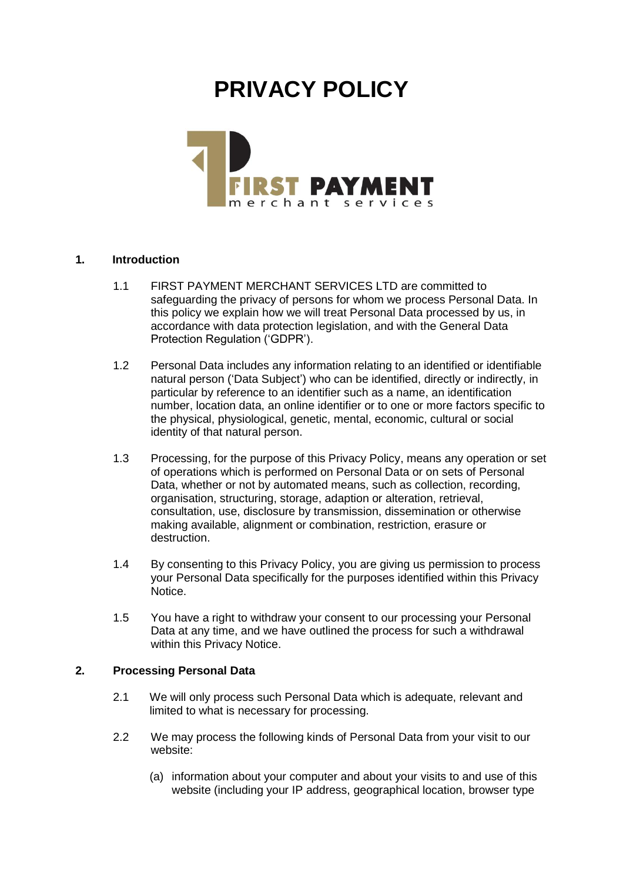# PRIVACY POLICY

## 1. Introduction

1.1 FIRST PAYMENT MERCHANT SERVICES LTD are committed to safeguarding the privacy of persons for whom we process Personal Data. In this policy we explain how we will treat Personal Data processed by us, in accordance with data protection legislation, and with the General Data Protection Regulation ('GDPR').

1.2 Personal Data includes any information relating to an identified or identifiable natural person ('Data Subject') who can be identified, directly or indirectly, in particular by reference to an identifier such as a name, an identification number, location data, an online identifier or to one or more factors specific to the physical, physiological, genetic, mental, economic, cultural or social identity of that natural person.

1.3 Processing, for the purpose of this Privacy Policy, means any operation or set of operations which is performed on Personal Data or on sets of Personal Data, whether or not by automated means, such as collection, recording, organisation, structuring, storage, adaption or alteration, retrieval, consultation, use, disclosure by transmission, dissemination or otherwise making available, alignment or combination, restriction, erasure or destruction.

1.4 By consenting to this Privacy Policy, you are giving us permission to process your Personal Data specifically for the purposes identified within this Privacy Notice.

1.5 You have a right to withdraw your consent to our processing your Personal Data at any time, and we have outlined the process for such a withdrawal within this Privacy Notice.

## 2. Processing Personal Data

2.1 We will only process such Personal Data which is adequate, relevant and limited to what is necessary for processing.

2.2 We may process the following kinds of Personal Data from your visit to our website:

(a) information about your computer and about your visits to and use of this website (including your IP address, geographical location, browser type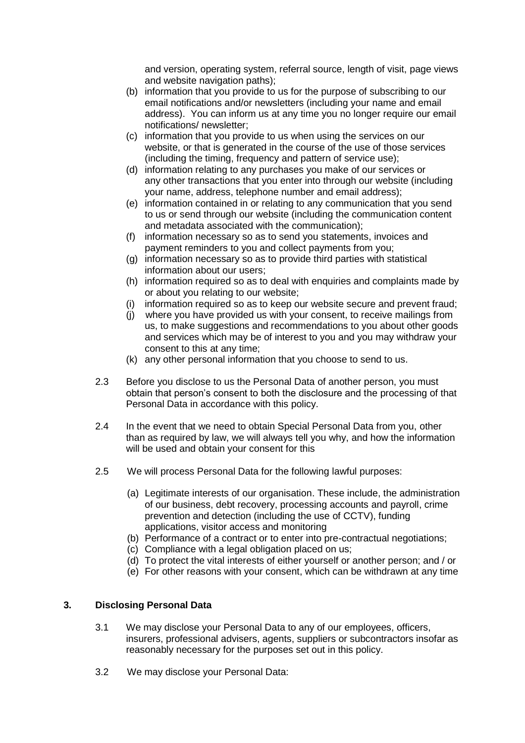and version, operating system, referral source, length of visit, page views and website navigation paths);

(b) information that you provide to us for the purpose of subscribing to our email notifications and/or newsletters (including your name and email address). You can inform us at any time you no longer require our email notifications/ newsletter;

(c) information that you provide to us when using the services on our website, or that is generated in the course of the use of those services (including the timing, frequency and pattern of service use);

(d) information relating to any purchases you make of our services or any other transactions that you enter into through our website (including your name, address, telephone number and email address);

(e) information contained in or relating to any communication that you send to us or send through our website (including the communication content and metadata associated with the communication);

(f) information necessary so as to send you statements, invoices and payment reminders to you and collect payments from you;

(g) information necessary so as to provide third parties with statistical information about our users;

(h) information required so as to deal with enquiries and complaints made by or about you relating to our website;

(i) information required so as to keep our website secure and prevent fraud;

(j) where you have provided us with your consent, to receive mailings from us, to make suggestions and recommendations to you about other goods and services which may be of interest to you and you may withdraw your consent to this at any time;

(k) any other personal information that you choose to send to us.

2.3 Before you disclose to us the Personal Data of another person, you must obtain that person's consent to both the disclosure and the processing of that Personal Data in accordance with this policy.

2.4 In the event that we need to obtain Special Personal Data from you, other than as required by law, we will always tell you why, and how the information will be used and obtain your consent for this

2.5 We will process Personal Data for the following lawful purposes:

(a) Legitimate interests of our organisation. These include, the administration of our business, debt recovery, processing accounts and payroll, crime prevention and detection (including the use of CCTV), funding applications, visitor access and monitoring

(b) Performance of a contract or to enter into pre-contractual negotiations;

(c) Compliance with a legal obligation placed on us;

(d) To protect the vital interests of either yourself or another person; and / or

(e) For other reasons with your consent, which can be withdrawn at any time

## 3. Disclosing Personal Data

3.1 We may disclose your Personal Data to any of our employees, officers, insurers, professional advisers, agents, suppliers or subcontractors insofar as reasonably necessary for the purposes set out in this policy.

3.2 We may disclose your Personal Data: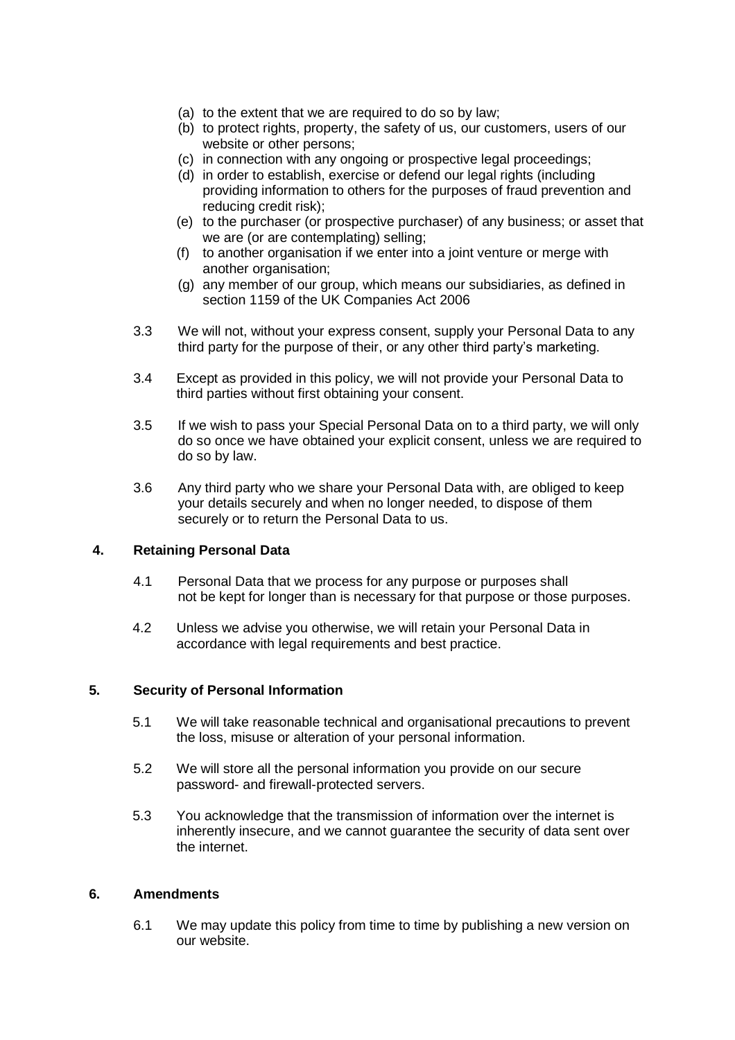(a) to the extent that we are required to do so by law;
(b) to protect rights, property, the safety of us, our customers, users of our website or other persons;
(c) in connection with any ongoing or prospective legal proceedings;
(d) in order to establish, exercise or defend our legal rights (including providing information to others for the purposes of fraud prevention and reducing credit risk);
(e) to the purchaser (or prospective purchaser) of any business; or asset that we are (or are contemplating) selling;
(f) to another organisation if we enter into a joint venture or merge with another organisation;
(g) any member of our group, which means our subsidiaries, as defined in section 1159 of the UK Companies Act 2006

3.3 We will not, without your express consent, supply your Personal Data to any third party for the purpose of their, or any other third party's marketing.

3.4 Except as provided in this policy, we will not provide your Personal Data to third parties without first obtaining your consent.

3.5 If we wish to pass your Special Personal Data on to a third party, we will only do so once we have obtained your explicit consent, unless we are required to do so by law.

3.6 Any third party who we share your Personal Data with, are obliged to keep your details securely and when no longer needed, to dispose of them securely or to return the Personal Data to us.

## 4. Retaining Personal Data

4.1 Personal Data that we process for any purpose or purposes shall not be kept for longer than is necessary for that purpose or those purposes.

4.2 Unless we advise you otherwise, we will retain your Personal Data in accordance with legal requirements and best practice.

## 5. Security of Personal Information

5.1 We will take reasonable technical and organisational precautions to prevent the loss, misuse or alteration of your personal information.

5.2 We will store all the personal information you provide on our secure password- and firewall-protected servers.

5.3 You acknowledge that the transmission of information over the internet is inherently insecure, and we cannot guarantee the security of data sent over the internet.

## 6. Amendments

6.1 We may update this policy from time to time by publishing a new version on our website.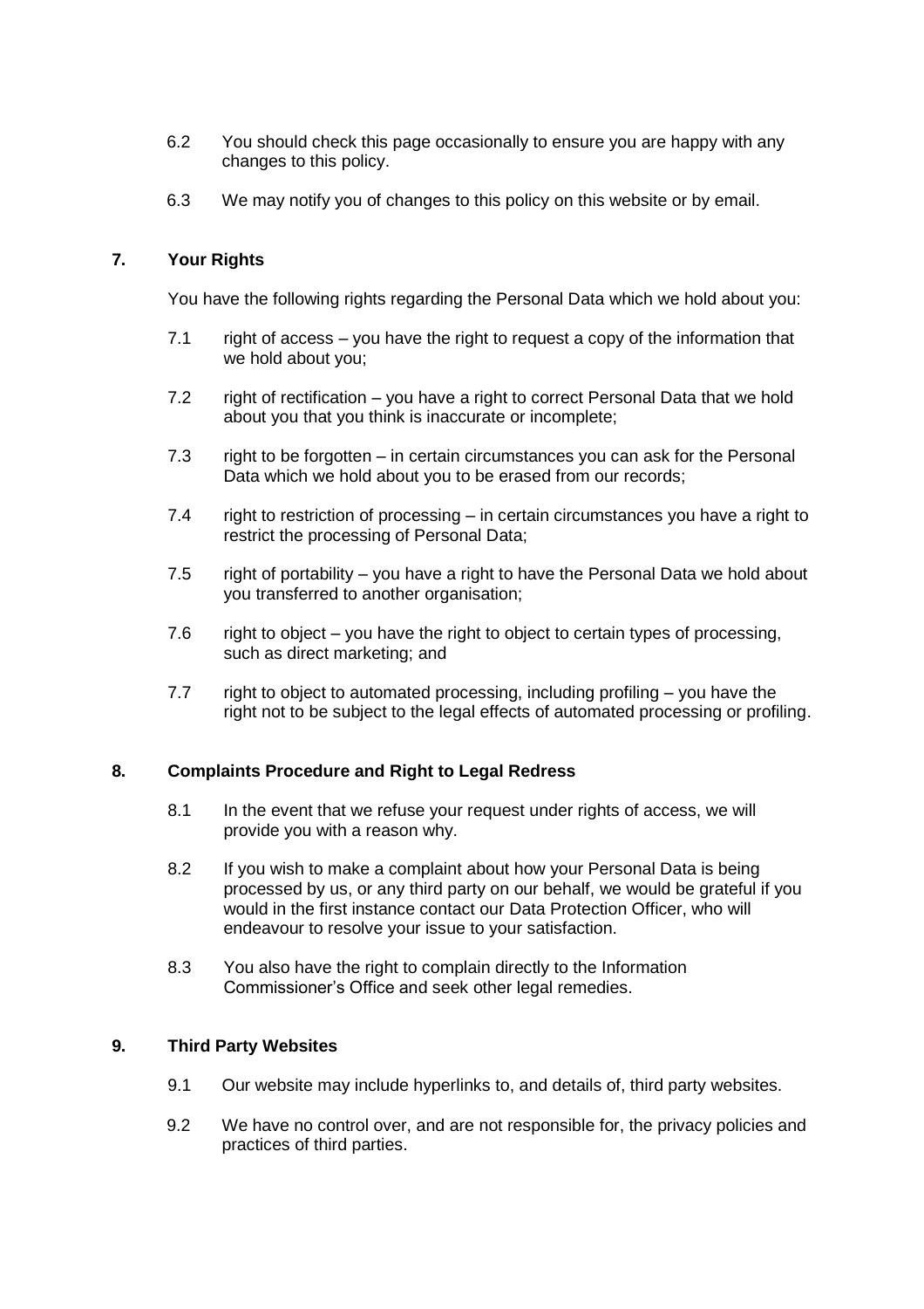6.2 You should check this page occasionally to ensure you are happy with any changes to this policy.

6.3 We may notify you of changes to this policy on this website or by email.

## 7. Your Rights

You have the following rights regarding the Personal Data which we hold about you:

7.1 right of access – you have the right to request a copy of the information that we hold about you;

7.2 right of rectification – you have a right to correct Personal Data that we hold about you that you think is inaccurate or incomplete;

7.3 right to be forgotten – in certain circumstances you can ask for the Personal Data which we hold about you to be erased from our records;

7.4 right to restriction of processing – in certain circumstances you have a right to restrict the processing of Personal Data;

7.5 right of portability – you have a right to have the Personal Data we hold about you transferred to another organisation;

7.6 right to object – you have the right to object to certain types of processing, such as direct marketing; and

7.7 right to object to automated processing, including profiling – you have the right not to be subject to the legal effects of automated processing or profiling.

## 8. Complaints Procedure and Right to Legal Redress

8.1 In the event that we refuse your request under rights of access, we will provide you with a reason why.

8.2 If you wish to make a complaint about how your Personal Data is being processed by us, or any third party on our behalf, we would be grateful if you would in the first instance contact our Data Protection Officer, who will endeavour to resolve your issue to your satisfaction.

8.3 You also have the right to complain directly to the Information Commissioner's Office and seek other legal remedies.

## 9. Third Party Websites

9.1 Our website may include hyperlinks to, and details of, third party websites.

9.2 We have no control over, and are not responsible for, the privacy policies and practices of third parties.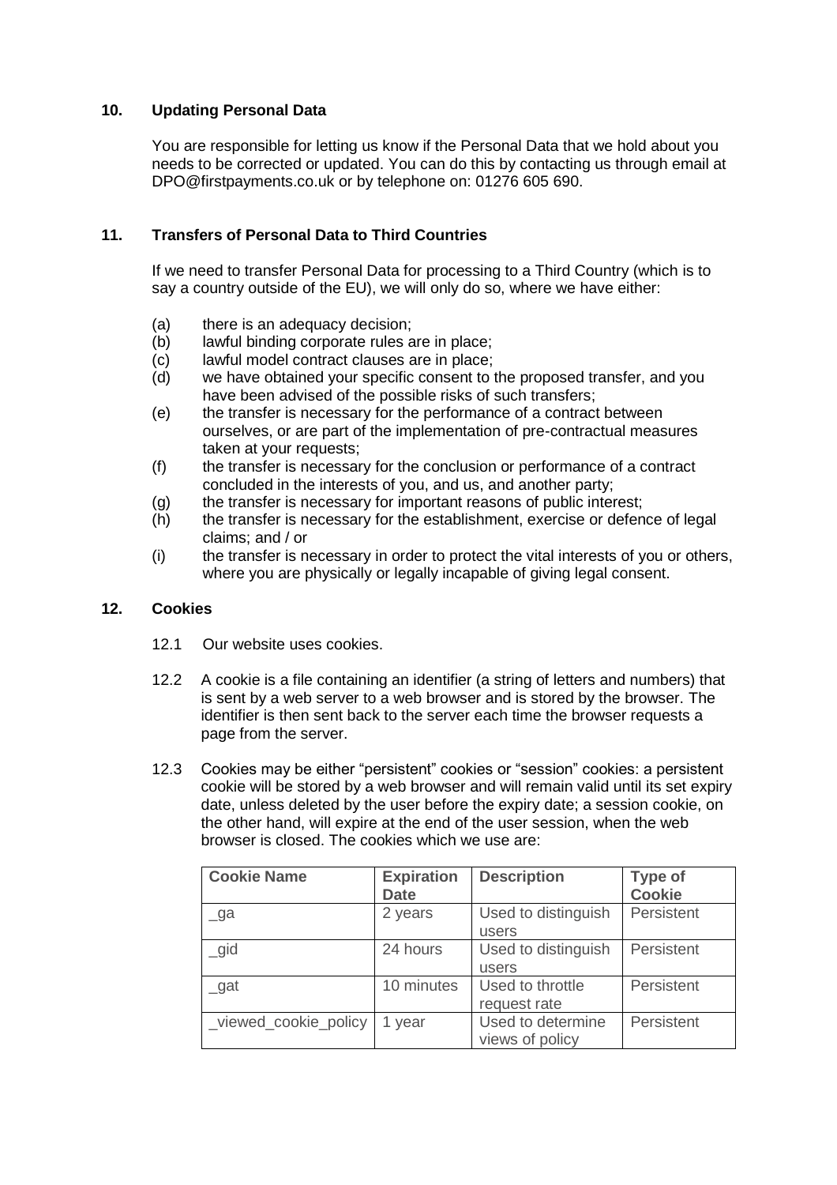## 10. Updating Personal Data

You are responsible for letting us know if the Personal Data that we hold about you needs to be corrected or updated. You can do this by contacting us through email at DPO@firstpayments.co.uk or by telephone on: 01276 605 690.

## 11. Transfers of Personal Data to Third Countries

If we need to transfer Personal Data for processing to a Third Country (which is to say a country outside of the EU), we will only do so, where we have either:

(a) there is an adequacy decision;
(b) lawful binding corporate rules are in place;
(c) lawful model contract clauses are in place;
(d) we have obtained your specific consent to the proposed transfer, and you have been advised of the possible risks of such transfers;
(e) the transfer is necessary for the performance of a contract between ourselves, or are part of the implementation of pre-contractual measures taken at your requests;
(f) the transfer is necessary for the conclusion or performance of a contract concluded in the interests of you, and us, and another party;
(g) the transfer is necessary for important reasons of public interest;
(h) the transfer is necessary for the establishment, exercise or defence of legal claims; and / or
(i) the transfer is necessary in order to protect the vital interests of you or others, where you are physically or legally incapable of giving legal consent.

## 12. Cookies

12.1 Our website uses cookies.

12.2 A cookie is a file containing an identifier (a string of letters and numbers) that is sent by a web server to a web browser and is stored by the browser. The identifier is then sent back to the server each time the browser requests a page from the server.

12.3 Cookies may be either "persistent" cookies or "session" cookies: a persistent cookie will be stored by a web browser and will remain valid until its set expiry date, unless deleted by the user before the expiry date; a session cookie, on the other hand, will expire at the end of the user session, when the web browser is closed. The cookies which we use are:

| Cookie Name | Expiration Date | Description | Type of Cookie |
|---|---|---|---|
| _ga | 2 years | Used to distinguish users | Persistent |
| _gid | 24 hours | Used to distinguish users | Persistent |
| _gat | 10 minutes | Used to throttle request rate | Persistent |
| _viewed_cookie_policy | 1 year | Used to determine views of policy | Persistent |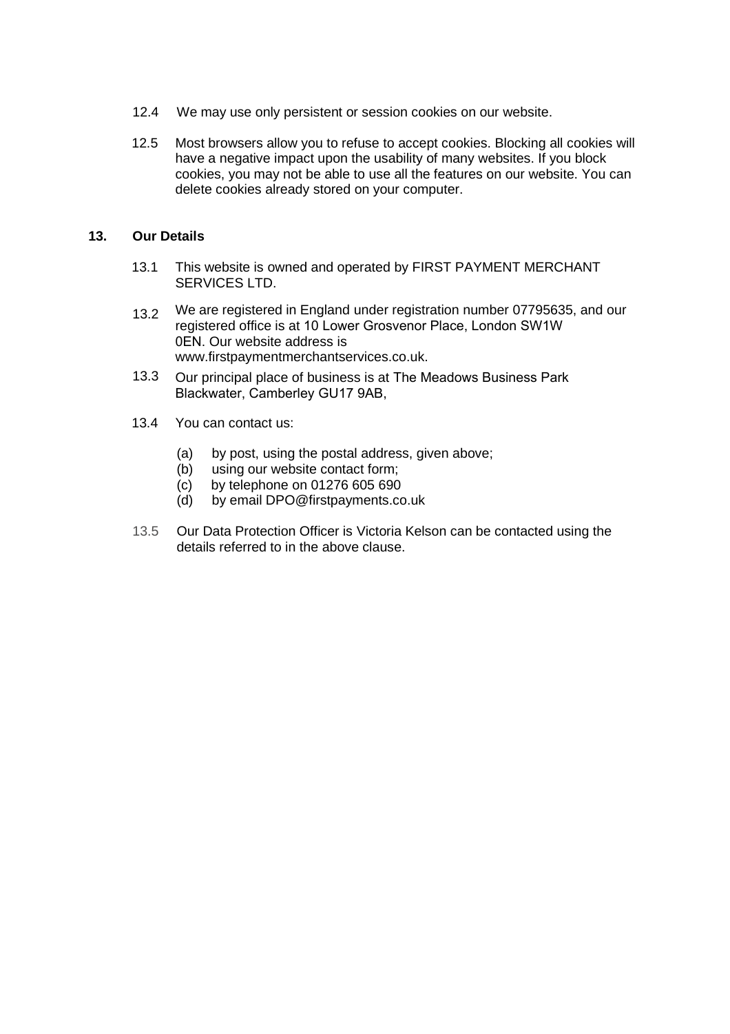12.4 We may use only persistent or session cookies on our website.

12.5 Most browsers allow you to refuse to accept cookies. Blocking all cookies will have a negative impact upon the usability of many websites. If you block cookies, you may not be able to use all the features on our website. You can delete cookies already stored on your computer.

## 13. Our Details

13.1 This website is owned and operated by FIRST PAYMENT MERCHANT SERVICES LTD.

13.2 We are registered in England under registration number 07795635, and our registered office is at 10 Lower Grosvenor Place, London SW1W 0EN. Our website address is www.firstpaymentmerchantservices.co.uk.

13.3 Our principal place of business is at The Meadows Business Park Blackwater, Camberley GU17 9AB,

13.4 You can contact us:

- (a) by post, using the postal address, given above;
- (b) using our website contact form;
- (c) by telephone on 01276 605 690
- (d) by email DPO@firstpayments.co.uk

13.5 Our Data Protection Officer is Victoria Kelson can be contacted using the details referred to in the above clause.